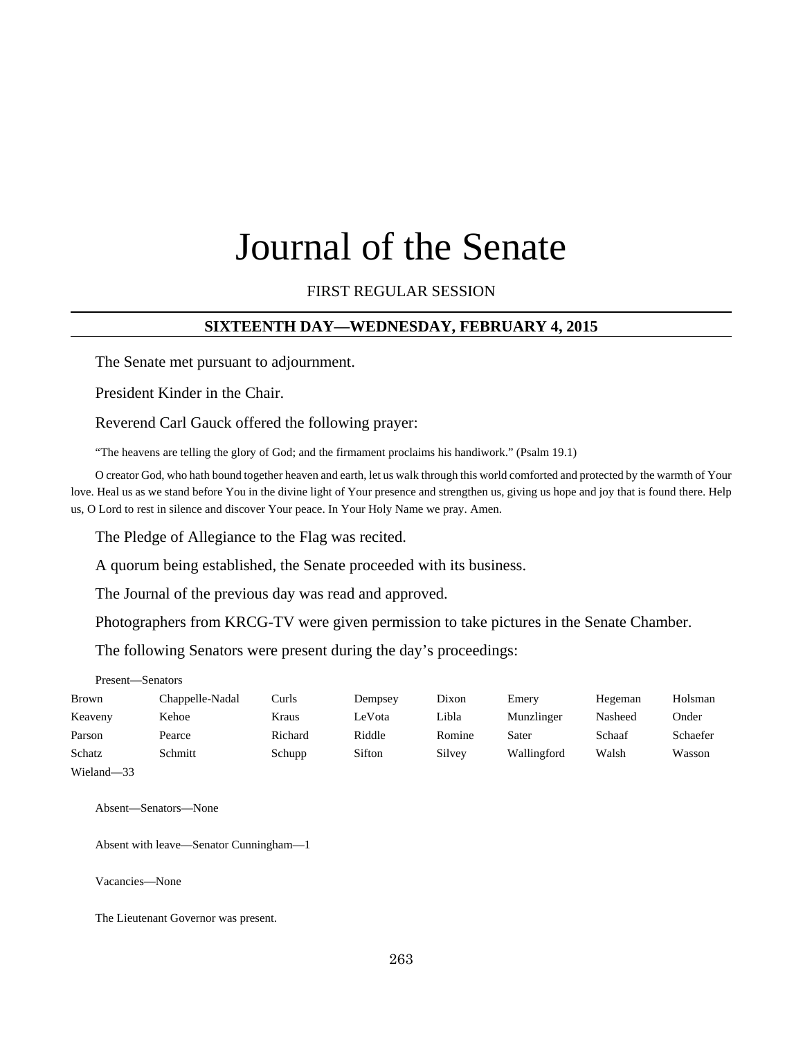# Journal of the Senate

FIRST REGULAR SESSION

## SIXTEENTH DAY—WEDNESDAY, FEBRUARY 4, 2015

The Senate met pursuant to adjournment.

President Kinder in the Chair.

Reverend Carl Gauck offered the following prayer:

"The heavens are telling the glory of God; and the firmament proclaims his handiwork." (Psalm 19.1)

O creator God, who hath bound together heaven and earth, let us walk through this world comforted and protected by the warmth of Your love. Heal us as we stand before You in the divine light of Your presence and strengthen us, giving us hope and joy that is found there. Help us, O Lord to rest in silence and discover Your peace. In Your Holy Name we pray. Amen.

The Pledge of Allegiance to the Flag was recited.

A quorum being established, the Senate proceeded with its business.

The Journal of the previous day was read and approved.

Photographers from KRCG-TV were given permission to take pictures in the Senate Chamber.

The following Senators were present during the day's proceedings:

Present—Senators

| | | | | | | | |
|---|---|---|---|---|---|---|---|
| Brown | Chappelle-Nadal | Curls | Dempsey | Dixon | Emery | Hegeman | Holsman |
| Keaveny | Kehoe | Kraus | LeVota | Libla | Munzlinger | Nasheed | Onder |
| Parson | Pearce | Richard | Riddle | Romine | Sater | Schaaf | Schaefer |
| Schatz | Schmitt | Schupp | Sifton | Silvey | Wallingford | Walsh | Wasson |
| Wieland—33 | | | | | | | |

Absent—Senators—None

Absent with leave—Senator Cunningham—1

Vacancies—None

The Lieutenant Governor was present.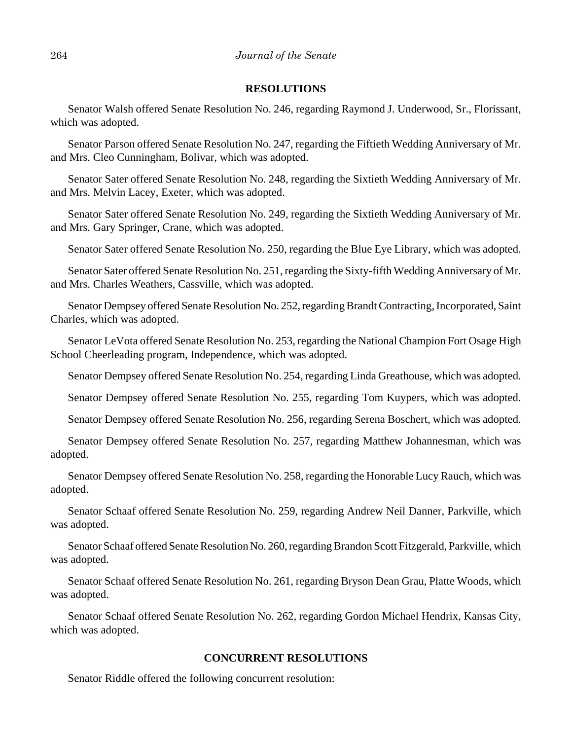## RESOLUTIONS

Senator Walsh offered Senate Resolution No. 246, regarding Raymond J. Underwood, Sr., Florissant, which was adopted.

Senator Parson offered Senate Resolution No. 247, regarding the Fiftieth Wedding Anniversary of Mr. and Mrs. Cleo Cunningham, Bolivar, which was adopted.

Senator Sater offered Senate Resolution No. 248, regarding the Sixtieth Wedding Anniversary of Mr. and Mrs. Melvin Lacey, Exeter, which was adopted.

Senator Sater offered Senate Resolution No. 249, regarding the Sixtieth Wedding Anniversary of Mr. and Mrs. Gary Springer, Crane, which was adopted.

Senator Sater offered Senate Resolution No. 250, regarding the Blue Eye Library, which was adopted.

Senator Sater offered Senate Resolution No. 251, regarding the Sixty-fifth Wedding Anniversary of Mr. and Mrs. Charles Weathers, Cassville, which was adopted.

Senator Dempsey offered Senate Resolution No. 252, regarding Brandt Contracting, Incorporated, Saint Charles, which was adopted.

Senator LeVota offered Senate Resolution No. 253, regarding the National Champion Fort Osage High School Cheerleading program, Independence, which was adopted.

Senator Dempsey offered Senate Resolution No. 254, regarding Linda Greathouse, which was adopted.

Senator Dempsey offered Senate Resolution No. 255, regarding Tom Kuypers, which was adopted.

Senator Dempsey offered Senate Resolution No. 256, regarding Serena Boschert, which was adopted.

Senator Dempsey offered Senate Resolution No. 257, regarding Matthew Johannesman, which was adopted.

Senator Dempsey offered Senate Resolution No. 258, regarding the Honorable Lucy Rauch, which was adopted.

Senator Schaaf offered Senate Resolution No. 259, regarding Andrew Neil Danner, Parkville, which was adopted.

Senator Schaaf offered Senate Resolution No. 260, regarding Brandon Scott Fitzgerald, Parkville, which was adopted.

Senator Schaaf offered Senate Resolution No. 261, regarding Bryson Dean Grau, Platte Woods, which was adopted.

Senator Schaaf offered Senate Resolution No. 262, regarding Gordon Michael Hendrix, Kansas City, which was adopted.

## CONCURRENT RESOLUTIONS

Senator Riddle offered the following concurrent resolution: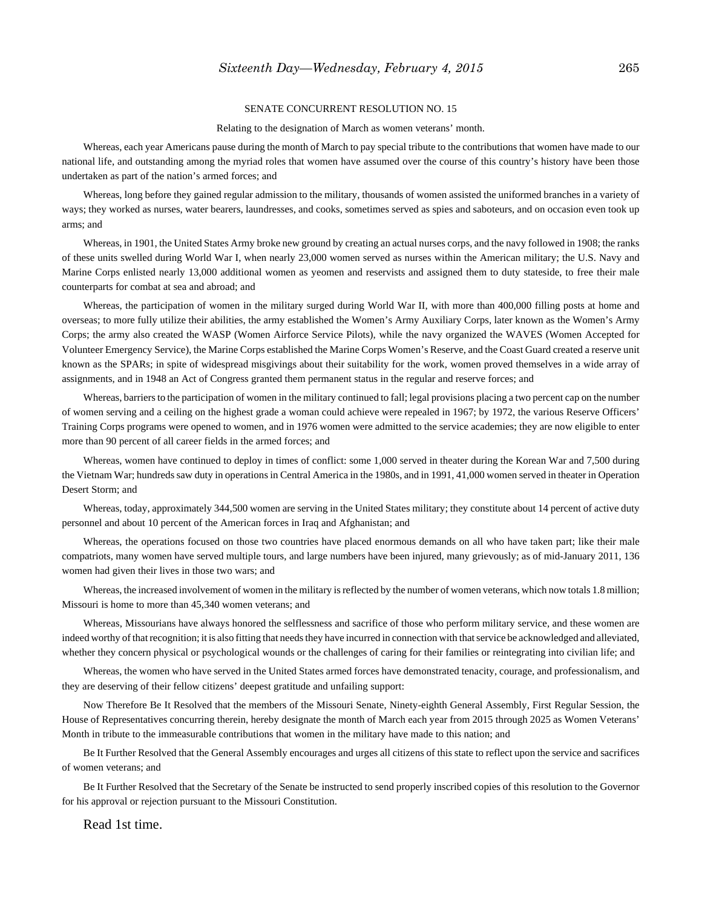SENATE CONCURRENT RESOLUTION NO. 15

Relating to the designation of March as women veterans' month.

Whereas, each year Americans pause during the month of March to pay special tribute to the contributions that women have made to our national life, and outstanding among the myriad roles that women have assumed over the course of this country's history have been those undertaken as part of the nation's armed forces; and

Whereas, long before they gained regular admission to the military, thousands of women assisted the uniformed branches in a variety of ways; they worked as nurses, water bearers, laundresses, and cooks, sometimes served as spies and saboteurs, and on occasion even took up arms; and

Whereas, in 1901, the United States Army broke new ground by creating an actual nurses corps, and the navy followed in 1908; the ranks of these units swelled during World War I, when nearly 23,000 women served as nurses within the American military; the U.S. Navy and Marine Corps enlisted nearly 13,000 additional women as yeomen and reservists and assigned them to duty stateside, to free their male counterparts for combat at sea and abroad; and

Whereas, the participation of women in the military surged during World War II, with more than 400,000 filling posts at home and overseas; to more fully utilize their abilities, the army established the Women's Army Auxiliary Corps, later known as the Women's Army Corps; the army also created the WASP (Women Airforce Service Pilots), while the navy organized the WAVES (Women Accepted for Volunteer Emergency Service), the Marine Corps established the Marine Corps Women's Reserve, and the Coast Guard created a reserve unit known as the SPARs; in spite of widespread misgivings about their suitability for the work, women proved themselves in a wide array of assignments, and in 1948 an Act of Congress granted them permanent status in the regular and reserve forces; and

Whereas, barriers to the participation of women in the military continued to fall; legal provisions placing a two percent cap on the number of women serving and a ceiling on the highest grade a woman could achieve were repealed in 1967; by 1972, the various Reserve Officers' Training Corps programs were opened to women, and in 1976 women were admitted to the service academies; they are now eligible to enter more than 90 percent of all career fields in the armed forces; and

Whereas, women have continued to deploy in times of conflict: some 1,000 served in theater during the Korean War and 7,500 during the Vietnam War; hundreds saw duty in operations in Central America in the 1980s, and in 1991, 41,000 women served in theater in Operation Desert Storm; and

Whereas, today, approximately 344,500 women are serving in the United States military; they constitute about 14 percent of active duty personnel and about 10 percent of the American forces in Iraq and Afghanistan; and

Whereas, the operations focused on those two countries have placed enormous demands on all who have taken part; like their male compatriots, many women have served multiple tours, and large numbers have been injured, many grievously; as of mid-January 2011, 136 women had given their lives in those two wars; and

Whereas, the increased involvement of women in the military is reflected by the number of women veterans, which now totals 1.8 million; Missouri is home to more than 45,340 women veterans; and

Whereas, Missourians have always honored the selflessness and sacrifice of those who perform military service, and these women are indeed worthy of that recognition; it is also fitting that needs they have incurred in connection with that service be acknowledged and alleviated, whether they concern physical or psychological wounds or the challenges of caring for their families or reintegrating into civilian life; and

Whereas, the women who have served in the United States armed forces have demonstrated tenacity, courage, and professionalism, and they are deserving of their fellow citizens' deepest gratitude and unfailing support:

Now Therefore Be It Resolved that the members of the Missouri Senate, Ninety-eighth General Assembly, First Regular Session, the House of Representatives concurring therein, hereby designate the month of March each year from 2015 through 2025 as Women Veterans' Month in tribute to the immeasurable contributions that women in the military have made to this nation; and

Be It Further Resolved that the General Assembly encourages and urges all citizens of this state to reflect upon the service and sacrifices of women veterans; and

Be It Further Resolved that the Secretary of the Senate be instructed to send properly inscribed copies of this resolution to the Governor for his approval or rejection pursuant to the Missouri Constitution.

Read 1st time.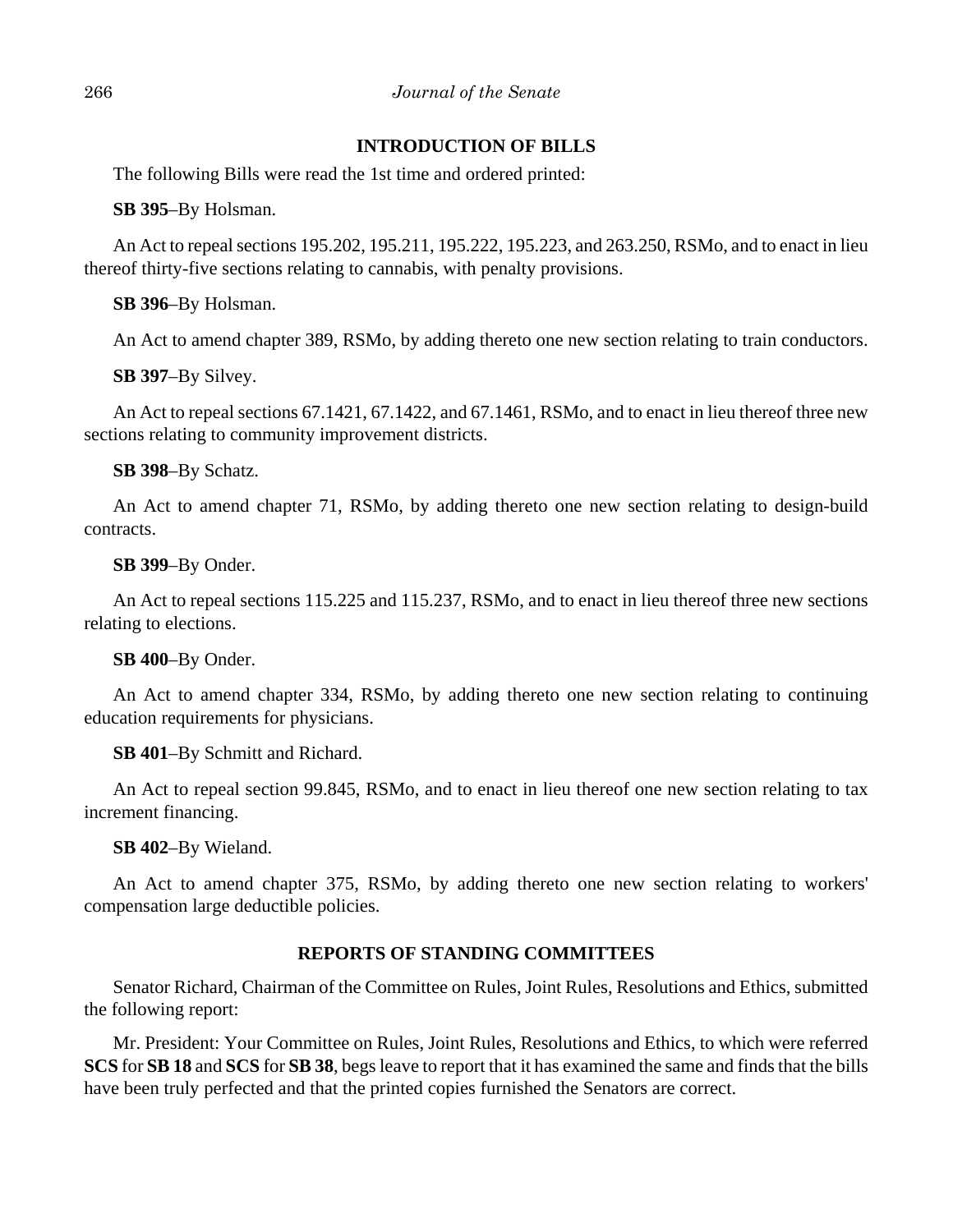## INTRODUCTION OF BILLS

The following Bills were read the 1st time and ordered printed:

**SB 395**–By Holsman.

An Act to repeal sections 195.202, 195.211, 195.222, 195.223, and 263.250, RSMo, and to enact in lieu thereof thirty-five sections relating to cannabis, with penalty provisions.

**SB 396**–By Holsman.

An Act to amend chapter 389, RSMo, by adding thereto one new section relating to train conductors.

**SB 397**–By Silvey.

An Act to repeal sections 67.1421, 67.1422, and 67.1461, RSMo, and to enact in lieu thereof three new sections relating to community improvement districts.

**SB 398**–By Schatz.

An Act to amend chapter 71, RSMo, by adding thereto one new section relating to design-build contracts.

**SB 399**–By Onder.

An Act to repeal sections 115.225 and 115.237, RSMo, and to enact in lieu thereof three new sections relating to elections.

**SB 400**–By Onder.

An Act to amend chapter 334, RSMo, by adding thereto one new section relating to continuing education requirements for physicians.

**SB 401**–By Schmitt and Richard.

An Act to repeal section 99.845, RSMo, and to enact in lieu thereof one new section relating to tax increment financing.

**SB 402**–By Wieland.

An Act to amend chapter 375, RSMo, by adding thereto one new section relating to workers' compensation large deductible policies.

## REPORTS OF STANDING COMMITTEES

Senator Richard, Chairman of the Committee on Rules, Joint Rules, Resolutions and Ethics, submitted the following report:

Mr. President: Your Committee on Rules, Joint Rules, Resolutions and Ethics, to which were referred **SCS** for **SB 18** and **SCS** for **SB 38**, begs leave to report that it has examined the same and finds that the bills have been truly perfected and that the printed copies furnished the Senators are correct.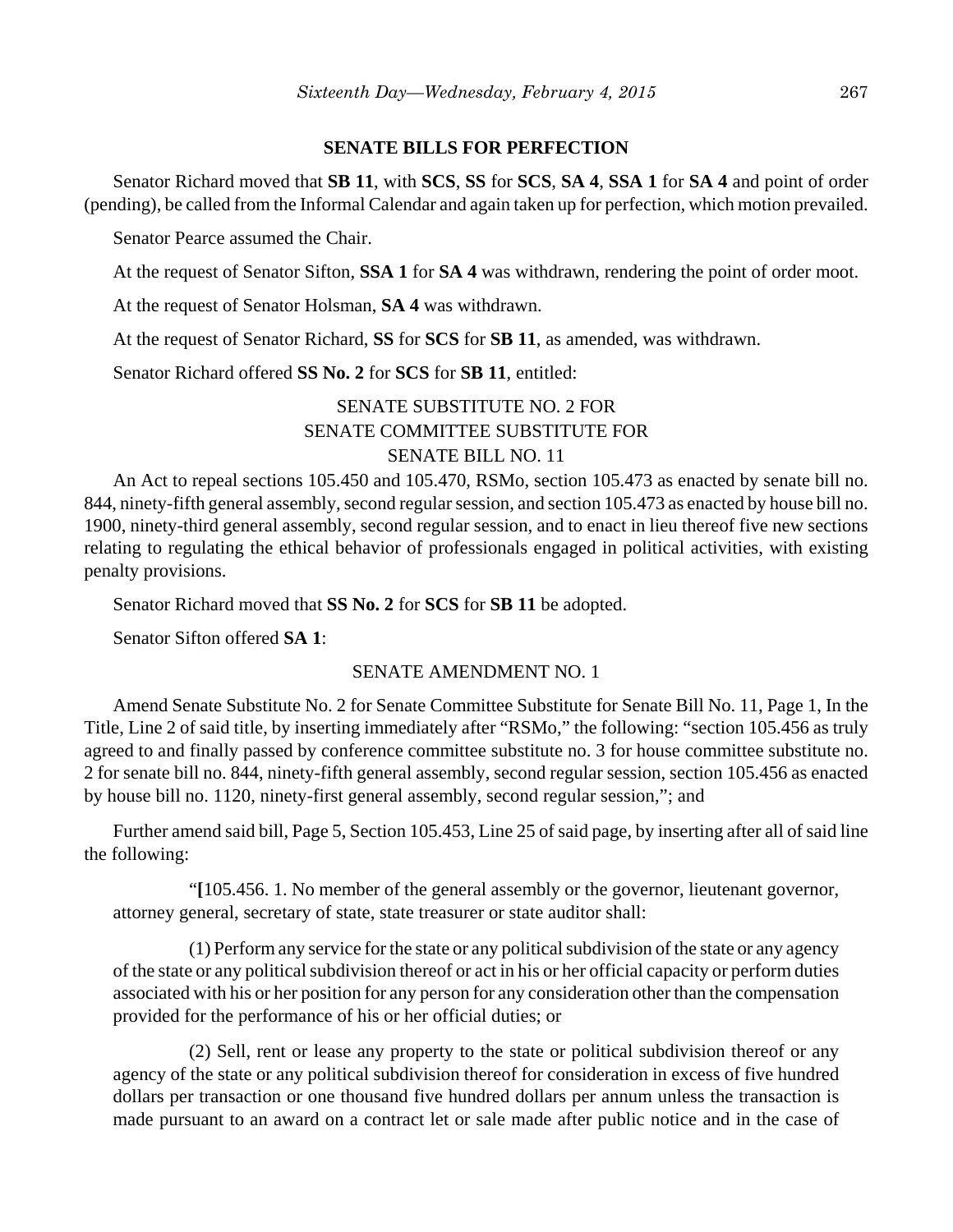## SENATE BILLS FOR PERFECTION

Senator Richard moved that **SB 11**, with **SCS**, **SS** for **SCS**, **SA 4**, **SSA 1** for **SA 4** and point of order (pending), be called from the Informal Calendar and again taken up for perfection, which motion prevailed.

Senator Pearce assumed the Chair.

At the request of Senator Sifton, **SSA 1** for **SA 4** was withdrawn, rendering the point of order moot.

At the request of Senator Holsman, **SA 4** was withdrawn.

At the request of Senator Richard, **SS** for **SCS** for **SB 11**, as amended, was withdrawn.

Senator Richard offered **SS No. 2** for **SCS** for **SB 11**, entitled:

SENATE SUBSTITUTE NO. 2 FOR
SENATE COMMITTEE SUBSTITUTE FOR
SENATE BILL NO. 11

An Act to repeal sections 105.450 and 105.470, RSMo, section 105.473 as enacted by senate bill no. 844, ninety-fifth general assembly, second regular session, and section 105.473 as enacted by house bill no. 1900, ninety-third general assembly, second regular session, and to enact in lieu thereof five new sections relating to regulating the ethical behavior of professionals engaged in political activities, with existing penalty provisions.

Senator Richard moved that **SS No. 2** for **SCS** for **SB 11** be adopted.

Senator Sifton offered **SA 1**:

SENATE AMENDMENT NO. 1

Amend Senate Substitute No. 2 for Senate Committee Substitute for Senate Bill No. 11, Page 1, In the Title, Line 2 of said title, by inserting immediately after "RSMo," the following: "section 105.456 as truly agreed to and finally passed by conference committee substitute no. 3 for house committee substitute no. 2 for senate bill no. 844, ninety-fifth general assembly, second regular session, section 105.456 as enacted by house bill no. 1120, ninety-first general assembly, second regular session,"; and

Further amend said bill, Page 5, Section 105.453, Line 25 of said page, by inserting after all of said line the following:

"**[**105.456. 1. No member of the general assembly or the governor, lieutenant governor, attorney general, secretary of state, state treasurer or state auditor shall:

(1) Perform any service for the state or any political subdivision of the state or any agency of the state or any political subdivision thereof or act in his or her official capacity or perform duties associated with his or her position for any person for any consideration other than the compensation provided for the performance of his or her official duties; or

(2) Sell, rent or lease any property to the state or political subdivision thereof or any agency of the state or any political subdivision thereof for consideration in excess of five hundred dollars per transaction or one thousand five hundred dollars per annum unless the transaction is made pursuant to an award on a contract let or sale made after public notice and in the case of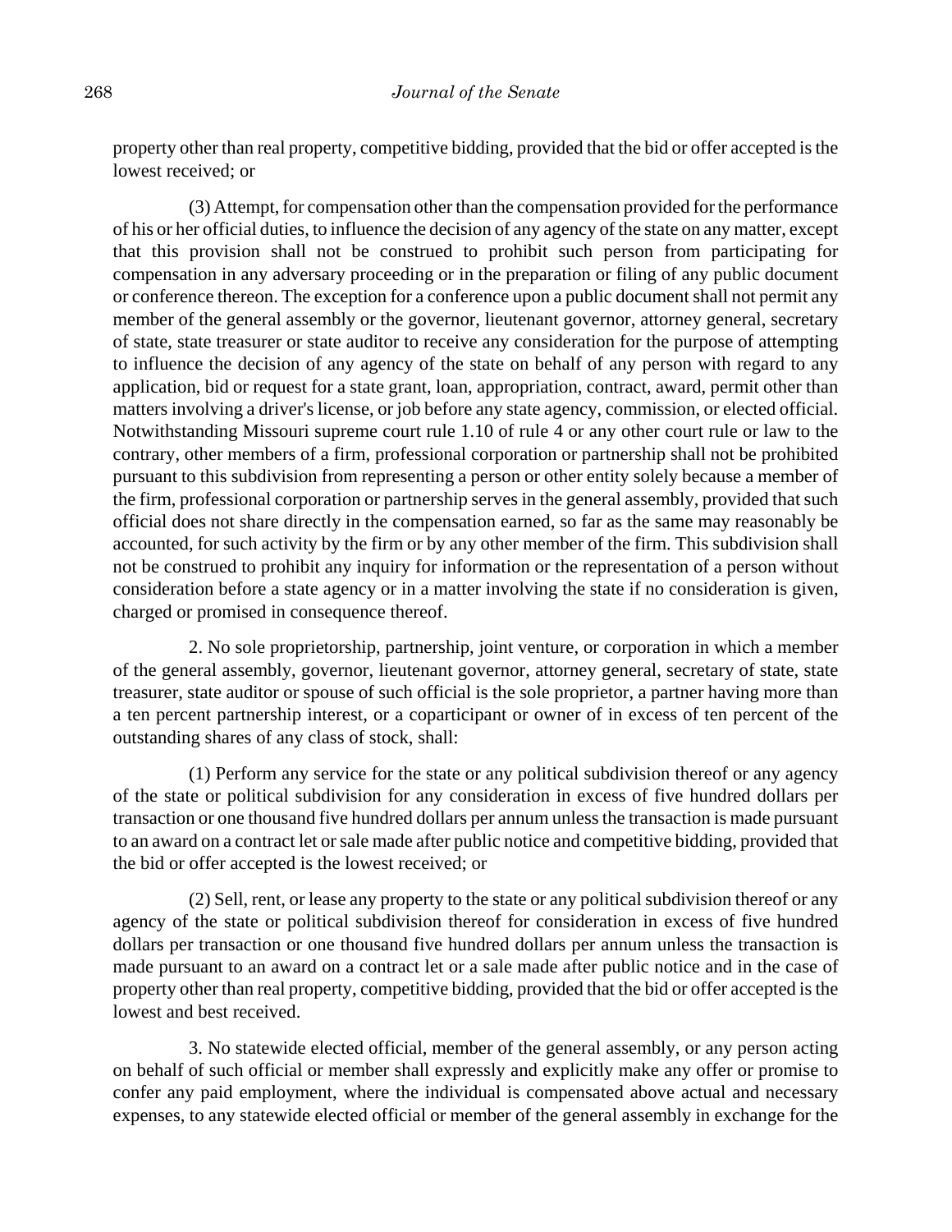property other than real property, competitive bidding, provided that the bid or offer accepted is the lowest received; or

(3) Attempt, for compensation other than the compensation provided for the performance of his or her official duties, to influence the decision of any agency of the state on any matter, except that this provision shall not be construed to prohibit such person from participating for compensation in any adversary proceeding or in the preparation or filing of any public document or conference thereon. The exception for a conference upon a public document shall not permit any member of the general assembly or the governor, lieutenant governor, attorney general, secretary of state, state treasurer or state auditor to receive any consideration for the purpose of attempting to influence the decision of any agency of the state on behalf of any person with regard to any application, bid or request for a state grant, loan, appropriation, contract, award, permit other than matters involving a driver's license, or job before any state agency, commission, or elected official. Notwithstanding Missouri supreme court rule 1.10 of rule 4 or any other court rule or law to the contrary, other members of a firm, professional corporation or partnership shall not be prohibited pursuant to this subdivision from representing a person or other entity solely because a member of the firm, professional corporation or partnership serves in the general assembly, provided that such official does not share directly in the compensation earned, so far as the same may reasonably be accounted, for such activity by the firm or by any other member of the firm. This subdivision shall not be construed to prohibit any inquiry for information or the representation of a person without consideration before a state agency or in a matter involving the state if no consideration is given, charged or promised in consequence thereof.

2. No sole proprietorship, partnership, joint venture, or corporation in which a member of the general assembly, governor, lieutenant governor, attorney general, secretary of state, state treasurer, state auditor or spouse of such official is the sole proprietor, a partner having more than a ten percent partnership interest, or a coparticipant or owner of in excess of ten percent of the outstanding shares of any class of stock, shall:

(1) Perform any service for the state or any political subdivision thereof or any agency of the state or political subdivision for any consideration in excess of five hundred dollars per transaction or one thousand five hundred dollars per annum unless the transaction is made pursuant to an award on a contract let or sale made after public notice and competitive bidding, provided that the bid or offer accepted is the lowest received; or

(2) Sell, rent, or lease any property to the state or any political subdivision thereof or any agency of the state or political subdivision thereof for consideration in excess of five hundred dollars per transaction or one thousand five hundred dollars per annum unless the transaction is made pursuant to an award on a contract let or a sale made after public notice and in the case of property other than real property, competitive bidding, provided that the bid or offer accepted is the lowest and best received.

3. No statewide elected official, member of the general assembly, or any person acting on behalf of such official or member shall expressly and explicitly make any offer or promise to confer any paid employment, where the individual is compensated above actual and necessary expenses, to any statewide elected official or member of the general assembly in exchange for the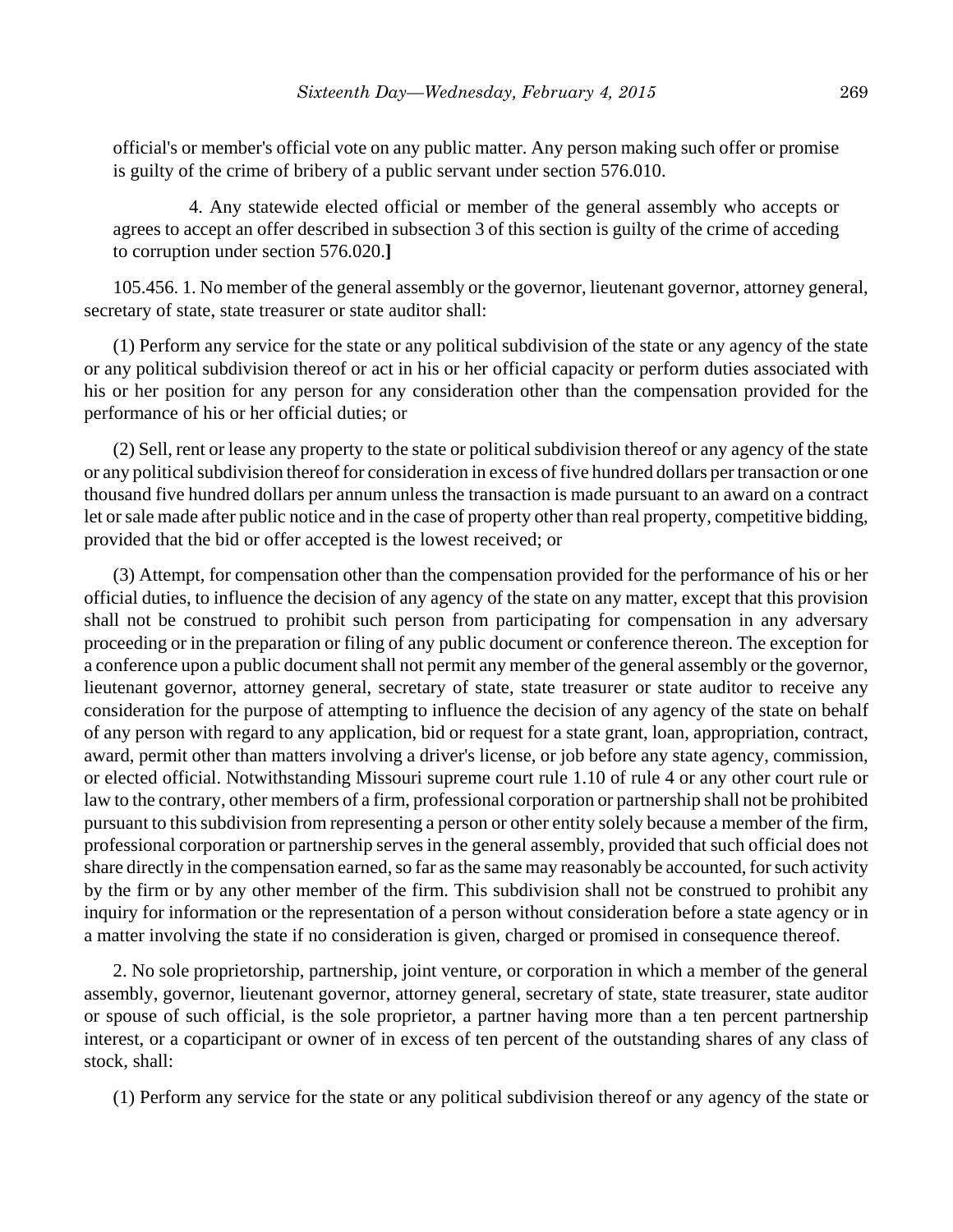official's or member's official vote on any public matter. Any person making such offer or promise is guilty of the crime of bribery of a public servant under section 576.010.

4. Any statewide elected official or member of the general assembly who accepts or agrees to accept an offer described in subsection 3 of this section is guilty of the crime of acceding to corruption under section 576.020.**]**

105.456. 1. No member of the general assembly or the governor, lieutenant governor, attorney general, secretary of state, state treasurer or state auditor shall:

(1) Perform any service for the state or any political subdivision of the state or any agency of the state or any political subdivision thereof or act in his or her official capacity or perform duties associated with his or her position for any person for any consideration other than the compensation provided for the performance of his or her official duties; or

(2) Sell, rent or lease any property to the state or political subdivision thereof or any agency of the state or any political subdivision thereof for consideration in excess of five hundred dollars per transaction or one thousand five hundred dollars per annum unless the transaction is made pursuant to an award on a contract let or sale made after public notice and in the case of property other than real property, competitive bidding, provided that the bid or offer accepted is the lowest received; or

(3) Attempt, for compensation other than the compensation provided for the performance of his or her official duties, to influence the decision of any agency of the state on any matter, except that this provision shall not be construed to prohibit such person from participating for compensation in any adversary proceeding or in the preparation or filing of any public document or conference thereon. The exception for a conference upon a public document shall not permit any member of the general assembly or the governor, lieutenant governor, attorney general, secretary of state, state treasurer or state auditor to receive any consideration for the purpose of attempting to influence the decision of any agency of the state on behalf of any person with regard to any application, bid or request for a state grant, loan, appropriation, contract, award, permit other than matters involving a driver's license, or job before any state agency, commission, or elected official. Notwithstanding Missouri supreme court rule 1.10 of rule 4 or any other court rule or law to the contrary, other members of a firm, professional corporation or partnership shall not be prohibited pursuant to this subdivision from representing a person or other entity solely because a member of the firm, professional corporation or partnership serves in the general assembly, provided that such official does not share directly in the compensation earned, so far as the same may reasonably be accounted, for such activity by the firm or by any other member of the firm. This subdivision shall not be construed to prohibit any inquiry for information or the representation of a person without consideration before a state agency or in a matter involving the state if no consideration is given, charged or promised in consequence thereof.

2. No sole proprietorship, partnership, joint venture, or corporation in which a member of the general assembly, governor, lieutenant governor, attorney general, secretary of state, state treasurer, state auditor or spouse of such official, is the sole proprietor, a partner having more than a ten percent partnership interest, or a coparticipant or owner of in excess of ten percent of the outstanding shares of any class of stock, shall:

(1) Perform any service for the state or any political subdivision thereof or any agency of the state or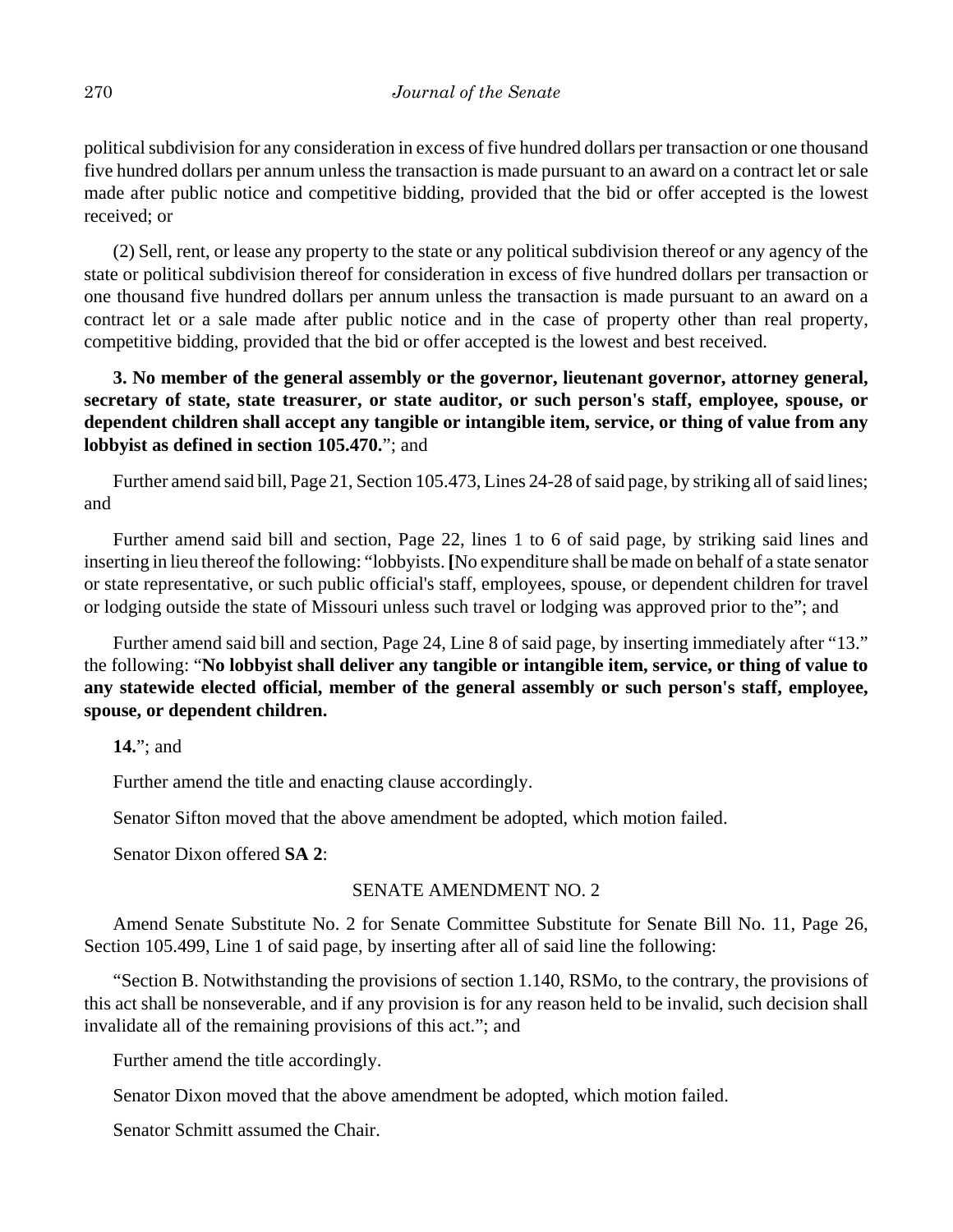political subdivision for any consideration in excess of five hundred dollars per transaction or one thousand five hundred dollars per annum unless the transaction is made pursuant to an award on a contract let or sale made after public notice and competitive bidding, provided that the bid or offer accepted is the lowest received; or

(2) Sell, rent, or lease any property to the state or any political subdivision thereof or any agency of the state or political subdivision thereof for consideration in excess of five hundred dollars per transaction or one thousand five hundred dollars per annum unless the transaction is made pursuant to an award on a contract let or a sale made after public notice and in the case of property other than real property, competitive bidding, provided that the bid or offer accepted is the lowest and best received.

**3. No member of the general assembly or the governor, lieutenant governor, attorney general, secretary of state, state treasurer, or state auditor, or such person's staff, employee, spouse, or dependent children shall accept any tangible or intangible item, service, or thing of value from any lobbyist as defined in section 105.470.**"; and

Further amend said bill, Page 21, Section 105.473, Lines 24-28 of said page, by striking all of said lines; and

Further amend said bill and section, Page 22, lines 1 to 6 of said page, by striking said lines and inserting in lieu thereof the following: "lobbyists. **[**No expenditure shall be made on behalf of a state senator or state representative, or such public official's staff, employees, spouse, or dependent children for travel or lodging outside the state of Missouri unless such travel or lodging was approved prior to the"; and

Further amend said bill and section, Page 24, Line 8 of said page, by inserting immediately after "13." the following: "**No lobbyist shall deliver any tangible or intangible item, service, or thing of value to any statewide elected official, member of the general assembly or such person's staff, employee, spouse, or dependent children.**

**14.**"; and

Further amend the title and enacting clause accordingly.

Senator Sifton moved that the above amendment be adopted, which motion failed.

Senator Dixon offered **SA 2**:

SENATE AMENDMENT NO. 2

Amend Senate Substitute No. 2 for Senate Committee Substitute for Senate Bill No. 11, Page 26, Section 105.499, Line 1 of said page, by inserting after all of said line the following:

"Section B. Notwithstanding the provisions of section 1.140, RSMo, to the contrary, the provisions of this act shall be nonseverable, and if any provision is for any reason held to be invalid, such decision shall invalidate all of the remaining provisions of this act."; and

Further amend the title accordingly.

Senator Dixon moved that the above amendment be adopted, which motion failed.

Senator Schmitt assumed the Chair.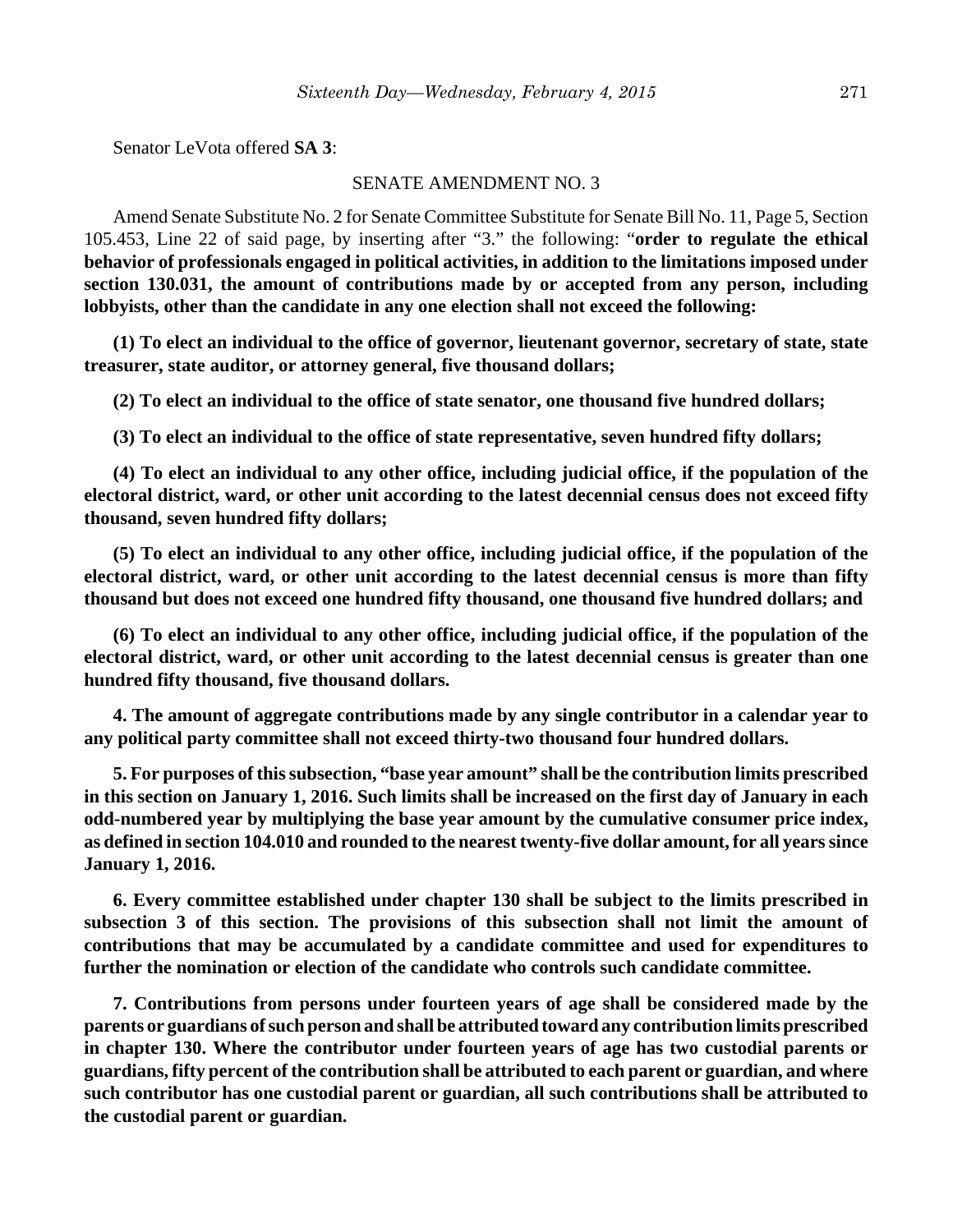Senator LeVota offered **SA 3**:

SENATE AMENDMENT NO. 3

Amend Senate Substitute No. 2 for Senate Committee Substitute for Senate Bill No. 11, Page 5, Section 105.453, Line 22 of said page, by inserting after "3." the following: "**order to regulate the ethical behavior of professionals engaged in political activities, in addition to the limitations imposed under section 130.031, the amount of contributions made by or accepted from any person, including lobbyists, other than the candidate in any one election shall not exceed the following:**

**(1) To elect an individual to the office of governor, lieutenant governor, secretary of state, state treasurer, state auditor, or attorney general, five thousand dollars;**

**(2) To elect an individual to the office of state senator, one thousand five hundred dollars;**

**(3) To elect an individual to the office of state representative, seven hundred fifty dollars;**

**(4) To elect an individual to any other office, including judicial office, if the population of the electoral district, ward, or other unit according to the latest decennial census does not exceed fifty thousand, seven hundred fifty dollars;**

**(5) To elect an individual to any other office, including judicial office, if the population of the electoral district, ward, or other unit according to the latest decennial census is more than fifty thousand but does not exceed one hundred fifty thousand, one thousand five hundred dollars; and**

**(6) To elect an individual to any other office, including judicial office, if the population of the electoral district, ward, or other unit according to the latest decennial census is greater than one hundred fifty thousand, five thousand dollars.**

**4. The amount of aggregate contributions made by any single contributor in a calendar year to any political party committee shall not exceed thirty-two thousand four hundred dollars.**

**5. For purposes of this subsection, "base year amount" shall be the contribution limits prescribed in this section on January 1, 2016. Such limits shall be increased on the first day of January in each odd-numbered year by multiplying the base year amount by the cumulative consumer price index, as defined in section 104.010 and rounded to the nearest twenty-five dollar amount, for all years since January 1, 2016.**

**6. Every committee established under chapter 130 shall be subject to the limits prescribed in subsection 3 of this section. The provisions of this subsection shall not limit the amount of contributions that may be accumulated by a candidate committee and used for expenditures to further the nomination or election of the candidate who controls such candidate committee.**

**7. Contributions from persons under fourteen years of age shall be considered made by the parents or guardians of such person and shall be attributed toward any contribution limits prescribed in chapter 130. Where the contributor under fourteen years of age has two custodial parents or guardians, fifty percent of the contribution shall be attributed to each parent or guardian, and where such contributor has one custodial parent or guardian, all such contributions shall be attributed to the custodial parent or guardian.**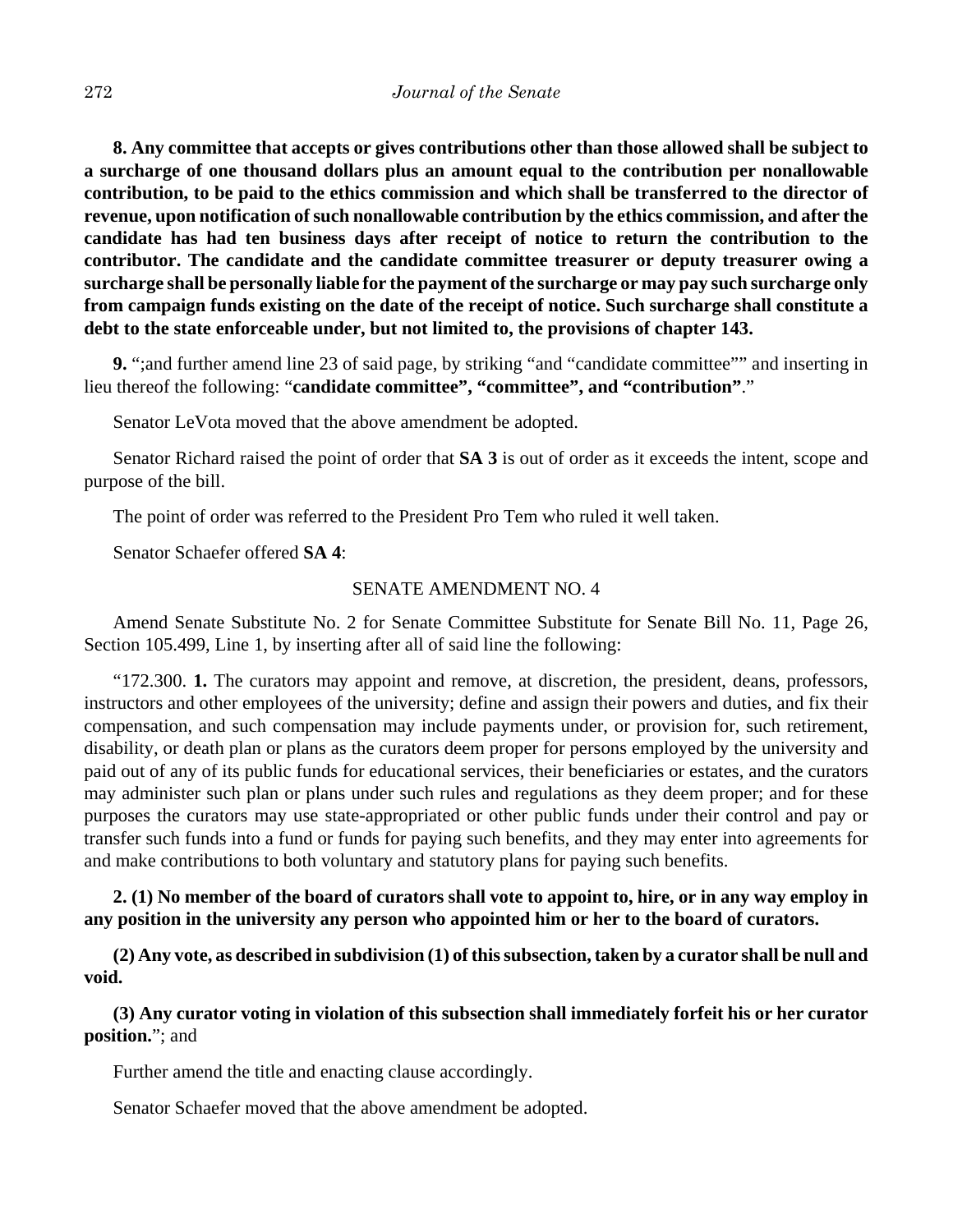**8. Any committee that accepts or gives contributions other than those allowed shall be subject to a surcharge of one thousand dollars plus an amount equal to the contribution per nonallowable contribution, to be paid to the ethics commission and which shall be transferred to the director of revenue, upon notification of such nonallowable contribution by the ethics commission, and after the candidate has had ten business days after receipt of notice to return the contribution to the contributor. The candidate and the candidate committee treasurer or deputy treasurer owing a surcharge shall be personally liable for the payment of the surcharge or may pay such surcharge only from campaign funds existing on the date of the receipt of notice. Such surcharge shall constitute a debt to the state enforceable under, but not limited to, the provisions of chapter 143.**

**9.** ";and further amend line 23 of said page, by striking "and "candidate committee"" and inserting in lieu thereof the following: "**candidate committee", "committee", and "contribution"**."

Senator LeVota moved that the above amendment be adopted.

Senator Richard raised the point of order that **SA 3** is out of order as it exceeds the intent, scope and purpose of the bill.

The point of order was referred to the President Pro Tem who ruled it well taken.

Senator Schaefer offered **SA 4**:

SENATE AMENDMENT NO. 4

Amend Senate Substitute No. 2 for Senate Committee Substitute for Senate Bill No. 11, Page 26, Section 105.499, Line 1, by inserting after all of said line the following:

"172.300. **1.** The curators may appoint and remove, at discretion, the president, deans, professors, instructors and other employees of the university; define and assign their powers and duties, and fix their compensation, and such compensation may include payments under, or provision for, such retirement, disability, or death plan or plans as the curators deem proper for persons employed by the university and paid out of any of its public funds for educational services, their beneficiaries or estates, and the curators may administer such plan or plans under such rules and regulations as they deem proper; and for these purposes the curators may use state-appropriated or other public funds under their control and pay or transfer such funds into a fund or funds for paying such benefits, and they may enter into agreements for and make contributions to both voluntary and statutory plans for paying such benefits.

**2. (1) No member of the board of curators shall vote to appoint to, hire, or in any way employ in any position in the university any person who appointed him or her to the board of curators.**

**(2) Any vote, as described in subdivision (1) of this subsection, taken by a curator shall be null and void.**

**(3) Any curator voting in violation of this subsection shall immediately forfeit his or her curator position.**"; and

Further amend the title and enacting clause accordingly.

Senator Schaefer moved that the above amendment be adopted.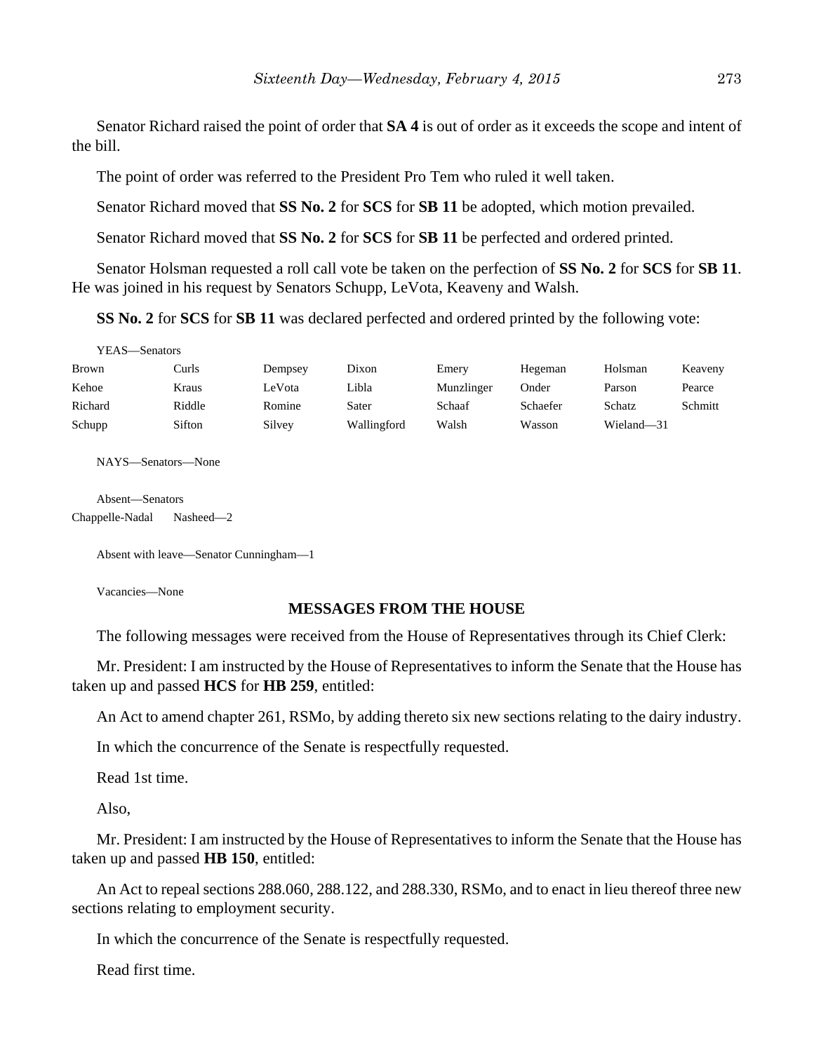Senator Richard raised the point of order that **SA 4** is out of order as it exceeds the scope and intent of the bill.

The point of order was referred to the President Pro Tem who ruled it well taken.

Senator Richard moved that **SS No. 2** for **SCS** for **SB 11** be adopted, which motion prevailed.

Senator Richard moved that **SS No. 2** for **SCS** for **SB 11** be perfected and ordered printed.

Senator Holsman requested a roll call vote be taken on the perfection of **SS No. 2** for **SCS** for **SB 11**. He was joined in his request by Senators Schupp, LeVota, Keaveny and Walsh.

**SS No. 2** for **SCS** for **SB 11** was declared perfected and ordered printed by the following vote:

YEAS—Senators

| | | | | | | | |
|---|---|---|---|---|---|---|---|
| Brown | Curls | Dempsey | Dixon | Emery | Hegeman | Holsman | Keaveny |
| Kehoe | Kraus | LeVota | Libla | Munzlinger | Onder | Parson | Pearce |
| Richard | Riddle | Romine | Sater | Schaaf | Schaefer | Schatz | Schmitt |
| Schupp | Sifton | Silvey | Wallingford | Walsh | Wasson | Wieland—31 | |

NAYS—Senators—None

Absent—Senators

Chappelle-Nadal Nasheed—2

Absent with leave—Senator Cunningham—1

Vacancies—None

## MESSAGES FROM THE HOUSE

The following messages were received from the House of Representatives through its Chief Clerk:

Mr. President: I am instructed by the House of Representatives to inform the Senate that the House has taken up and passed **HCS** for **HB 259**, entitled:

An Act to amend chapter 261, RSMo, by adding thereto six new sections relating to the dairy industry.

In which the concurrence of the Senate is respectfully requested.

Read 1st time.

Also,

Mr. President: I am instructed by the House of Representatives to inform the Senate that the House has taken up and passed **HB 150**, entitled:

An Act to repeal sections 288.060, 288.122, and 288.330, RSMo, and to enact in lieu thereof three new sections relating to employment security.

In which the concurrence of the Senate is respectfully requested.

Read first time.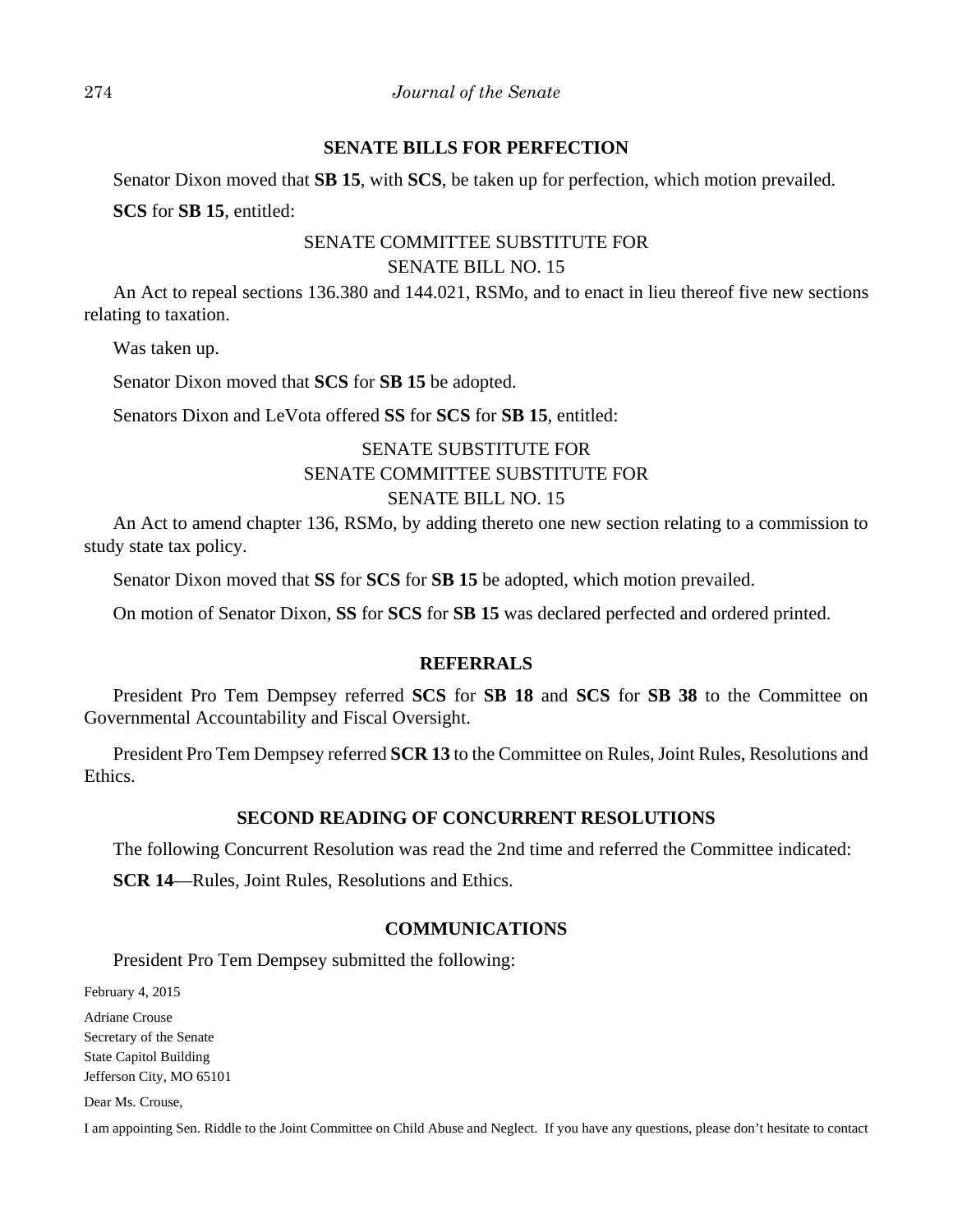## SENATE BILLS FOR PERFECTION

Senator Dixon moved that **SB 15**, with **SCS**, be taken up for perfection, which motion prevailed.

**SCS** for **SB 15**, entitled:

SENATE COMMITTEE SUBSTITUTE FOR
SENATE BILL NO. 15

An Act to repeal sections 136.380 and 144.021, RSMo, and to enact in lieu thereof five new sections relating to taxation.

Was taken up.

Senator Dixon moved that **SCS** for **SB 15** be adopted.

Senators Dixon and LeVota offered **SS** for **SCS** for **SB 15**, entitled:

SENATE SUBSTITUTE FOR
SENATE COMMITTEE SUBSTITUTE FOR
SENATE BILL NO. 15

An Act to amend chapter 136, RSMo, by adding thereto one new section relating to a commission to study state tax policy.

Senator Dixon moved that **SS** for **SCS** for **SB 15** be adopted, which motion prevailed.

On motion of Senator Dixon, **SS** for **SCS** for **SB 15** was declared perfected and ordered printed.

## REFERRALS

President Pro Tem Dempsey referred **SCS** for **SB 18** and **SCS** for **SB 38** to the Committee on Governmental Accountability and Fiscal Oversight.

President Pro Tem Dempsey referred **SCR 13** to the Committee on Rules, Joint Rules, Resolutions and Ethics.

## SECOND READING OF CONCURRENT RESOLUTIONS

The following Concurrent Resolution was read the 2nd time and referred the Committee indicated:

**SCR 14**—Rules, Joint Rules, Resolutions and Ethics.

## COMMUNICATIONS

President Pro Tem Dempsey submitted the following:

February 4, 2015

Adriane Crouse
Secretary of the Senate
State Capitol Building
Jefferson City, MO 65101

Dear Ms. Crouse,

I am appointing Sen. Riddle to the Joint Committee on Child Abuse and Neglect. If you have any questions, please don't hesitate to contact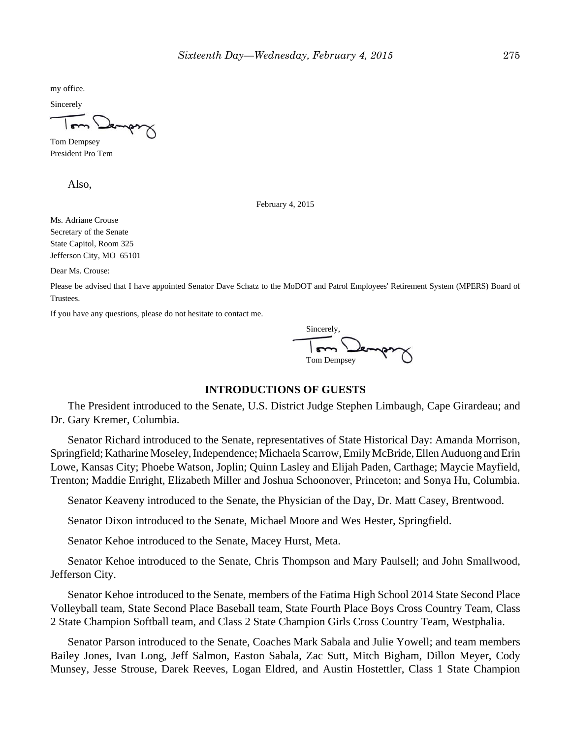my office.

Sincerely

Tom Dempsey
President Pro Tem

Also,

February 4, 2015

Ms. Adriane Crouse
Secretary of the Senate
State Capitol, Room 325
Jefferson City, MO 65101

Dear Ms. Crouse:

Please be advised that I have appointed Senator Dave Schatz to the MoDOT and Patrol Employees' Retirement System (MPERS) Board of Trustees.

If you have any questions, please do not hesitate to contact me.

Sincerely,

Tom Dempsey

## INTRODUCTIONS OF GUESTS

The President introduced to the Senate, U.S. District Judge Stephen Limbaugh, Cape Girardeau; and Dr. Gary Kremer, Columbia.

Senator Richard introduced to the Senate, representatives of State Historical Day: Amanda Morrison, Springfield; Katharine Moseley, Independence; Michaela Scarrow, Emily McBride, Ellen Auduong and Erin Lowe, Kansas City; Phoebe Watson, Joplin; Quinn Lasley and Elijah Paden, Carthage; Maycie Mayfield, Trenton; Maddie Enright, Elizabeth Miller and Joshua Schoonover, Princeton; and Sonya Hu, Columbia.

Senator Keaveny introduced to the Senate, the Physician of the Day, Dr. Matt Casey, Brentwood.

Senator Dixon introduced to the Senate, Michael Moore and Wes Hester, Springfield.

Senator Kehoe introduced to the Senate, Macey Hurst, Meta.

Senator Kehoe introduced to the Senate, Chris Thompson and Mary Paulsell; and John Smallwood, Jefferson City.

Senator Kehoe introduced to the Senate, members of the Fatima High School 2014 State Second Place Volleyball team, State Second Place Baseball team, State Fourth Place Boys Cross Country Team, Class 2 State Champion Softball team, and Class 2 State Champion Girls Cross Country Team, Westphalia.

Senator Parson introduced to the Senate, Coaches Mark Sabala and Julie Yowell; and team members Bailey Jones, Ivan Long, Jeff Salmon, Easton Sabala, Zac Sutt, Mitch Bigham, Dillon Meyer, Cody Munsey, Jesse Strouse, Darek Reeves, Logan Eldred, and Austin Hostettler, Class 1 State Champion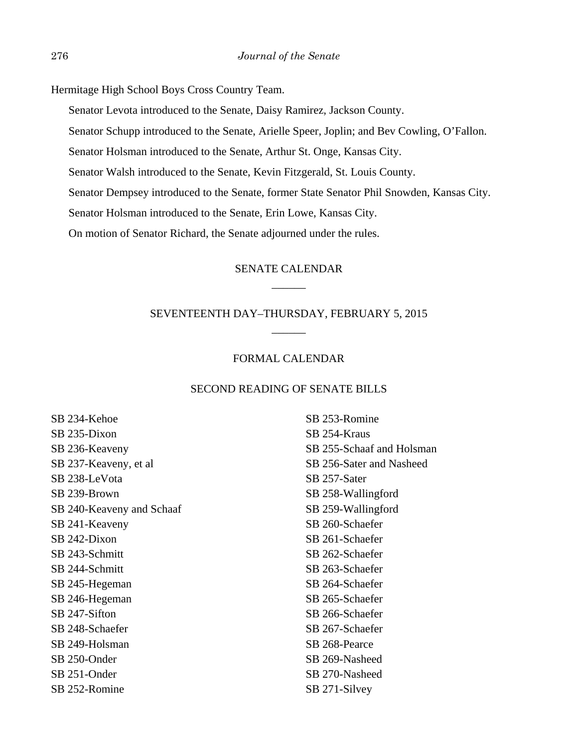Hermitage High School Boys Cross Country Team.

Senator Levota introduced to the Senate, Daisy Ramirez, Jackson County.

Senator Schupp introduced to the Senate, Arielle Speer, Joplin; and Bev Cowling, O'Fallon.

Senator Holsman introduced to the Senate, Arthur St. Onge, Kansas City.

Senator Walsh introduced to the Senate, Kevin Fitzgerald, St. Louis County.

Senator Dempsey introduced to the Senate, former State Senator Phil Snowden, Kansas City.

Senator Holsman introduced to the Senate, Erin Lowe, Kansas City.

On motion of Senator Richard, the Senate adjourned under the rules.

## SENATE CALENDAR

______

## SEVENTEENTH DAY–THURSDAY, FEBRUARY 5, 2015

______

## FORMAL CALENDAR

### SECOND READING OF SENATE BILLS

SB 234-Kehoe
SB 235-Dixon
SB 236-Keaveny
SB 237-Keaveny, et al
SB 238-LeVota
SB 239-Brown
SB 240-Keaveny and Schaaf
SB 241-Keaveny
SB 242-Dixon
SB 243-Schmitt
SB 244-Schmitt
SB 245-Hegeman
SB 246-Hegeman
SB 247-Sifton
SB 248-Schaefer
SB 249-Holsman
SB 250-Onder
SB 251-Onder
SB 252-Romine
SB 253-Romine
SB 254-Kraus
SB 255-Schaaf and Holsman
SB 256-Sater and Nasheed
SB 257-Sater
SB 258-Wallingford
SB 259-Wallingford
SB 260-Schaefer
SB 261-Schaefer
SB 262-Schaefer
SB 263-Schaefer
SB 264-Schaefer
SB 265-Schaefer
SB 266-Schaefer
SB 267-Schaefer
SB 268-Pearce
SB 269-Nasheed
SB 270-Nasheed
SB 271-Silvey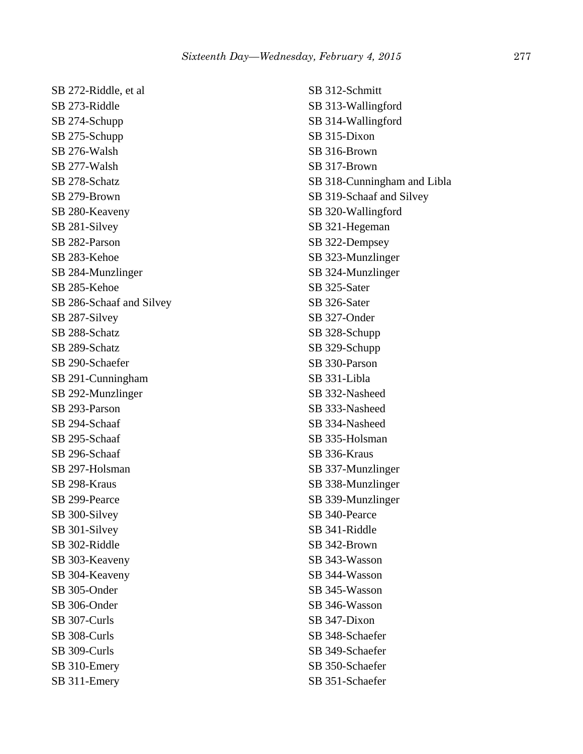SB 272-Riddle, et al
SB 273-Riddle
SB 274-Schupp
SB 275-Schupp
SB 276-Walsh
SB 277-Walsh
SB 278-Schatz
SB 279-Brown
SB 280-Keaveny
SB 281-Silvey
SB 282-Parson
SB 283-Kehoe
SB 284-Munzlinger
SB 285-Kehoe
SB 286-Schaaf and Silvey
SB 287-Silvey
SB 288-Schatz
SB 289-Schatz
SB 290-Schaefer
SB 291-Cunningham
SB 292-Munzlinger
SB 293-Parson
SB 294-Schaaf
SB 295-Schaaf
SB 296-Schaaf
SB 297-Holsman
SB 298-Kraus
SB 299-Pearce
SB 300-Silvey
SB 301-Silvey
SB 302-Riddle
SB 303-Keaveny
SB 304-Keaveny
SB 305-Onder
SB 306-Onder
SB 307-Curls
SB 308-Curls
SB 309-Curls
SB 310-Emery
SB 311-Emery
SB 312-Schmitt
SB 313-Wallingford
SB 314-Wallingford
SB 315-Dixon
SB 316-Brown
SB 317-Brown
SB 318-Cunningham and Libla
SB 319-Schaaf and Silvey
SB 320-Wallingford
SB 321-Hegeman
SB 322-Dempsey
SB 323-Munzlinger
SB 324-Munzlinger
SB 325-Sater
SB 326-Sater
SB 327-Onder
SB 328-Schupp
SB 329-Schupp
SB 330-Parson
SB 331-Libla
SB 332-Nasheed
SB 333-Nasheed
SB 334-Nasheed
SB 335-Holsman
SB 336-Kraus
SB 337-Munzlinger
SB 338-Munzlinger
SB 339-Munzlinger
SB 340-Pearce
SB 341-Riddle
SB 342-Brown
SB 343-Wasson
SB 344-Wasson
SB 345-Wasson
SB 346-Wasson
SB 347-Dixon
SB 348-Schaefer
SB 349-Schaefer
SB 350-Schaefer
SB 351-Schaefer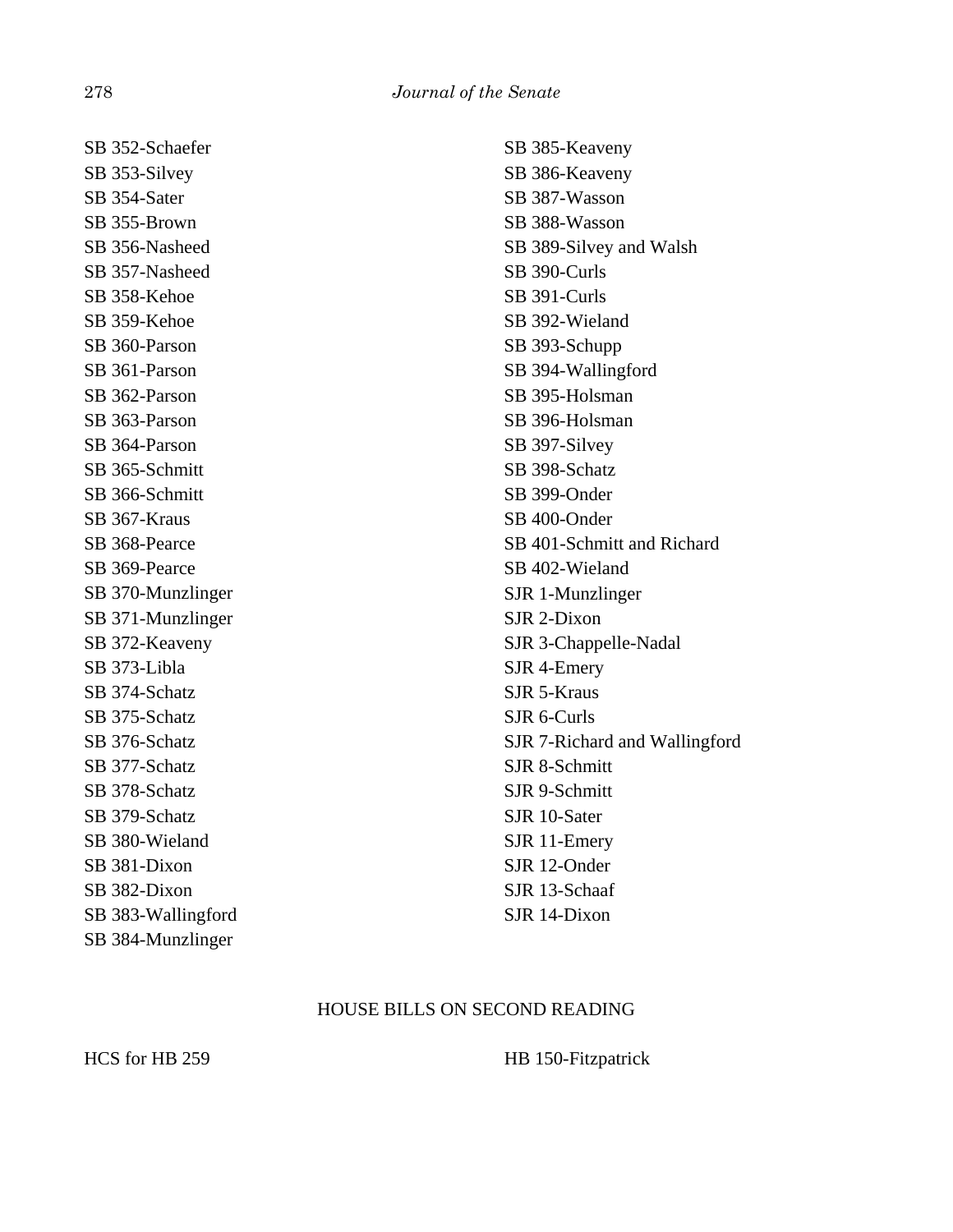SB 352-Schaefer
SB 353-Silvey
SB 354-Sater
SB 355-Brown
SB 356-Nasheed
SB 357-Nasheed
SB 358-Kehoe
SB 359-Kehoe
SB 360-Parson
SB 361-Parson
SB 362-Parson
SB 363-Parson
SB 364-Parson
SB 365-Schmitt
SB 366-Schmitt
SB 367-Kraus
SB 368-Pearce
SB 369-Pearce
SB 370-Munzlinger
SB 371-Munzlinger
SB 372-Keaveny
SB 373-Libla
SB 374-Schatz
SB 375-Schatz
SB 376-Schatz
SB 377-Schatz
SB 378-Schatz
SB 379-Schatz
SB 380-Wieland
SB 381-Dixon
SB 382-Dixon
SB 383-Wallingford
SB 384-Munzlinger
SB 385-Keaveny
SB 386-Keaveny
SB 387-Wasson
SB 388-Wasson
SB 389-Silvey and Walsh
SB 390-Curls
SB 391-Curls
SB 392-Wieland
SB 393-Schupp
SB 394-Wallingford
SB 395-Holsman
SB 396-Holsman
SB 397-Silvey
SB 398-Schatz
SB 399-Onder
SB 400-Onder
SB 401-Schmitt and Richard
SB 402-Wieland
SJR 1-Munzlinger
SJR 2-Dixon
SJR 3-Chappelle-Nadal
SJR 4-Emery
SJR 5-Kraus
SJR 6-Curls
SJR 7-Richard and Wallingford
SJR 8-Schmitt
SJR 9-Schmitt
SJR 10-Sater
SJR 11-Emery
SJR 12-Onder
SJR 13-Schaaf
SJR 14-Dixon

HOUSE BILLS ON SECOND READING

HCS for HB 259
HB 150-Fitzpatrick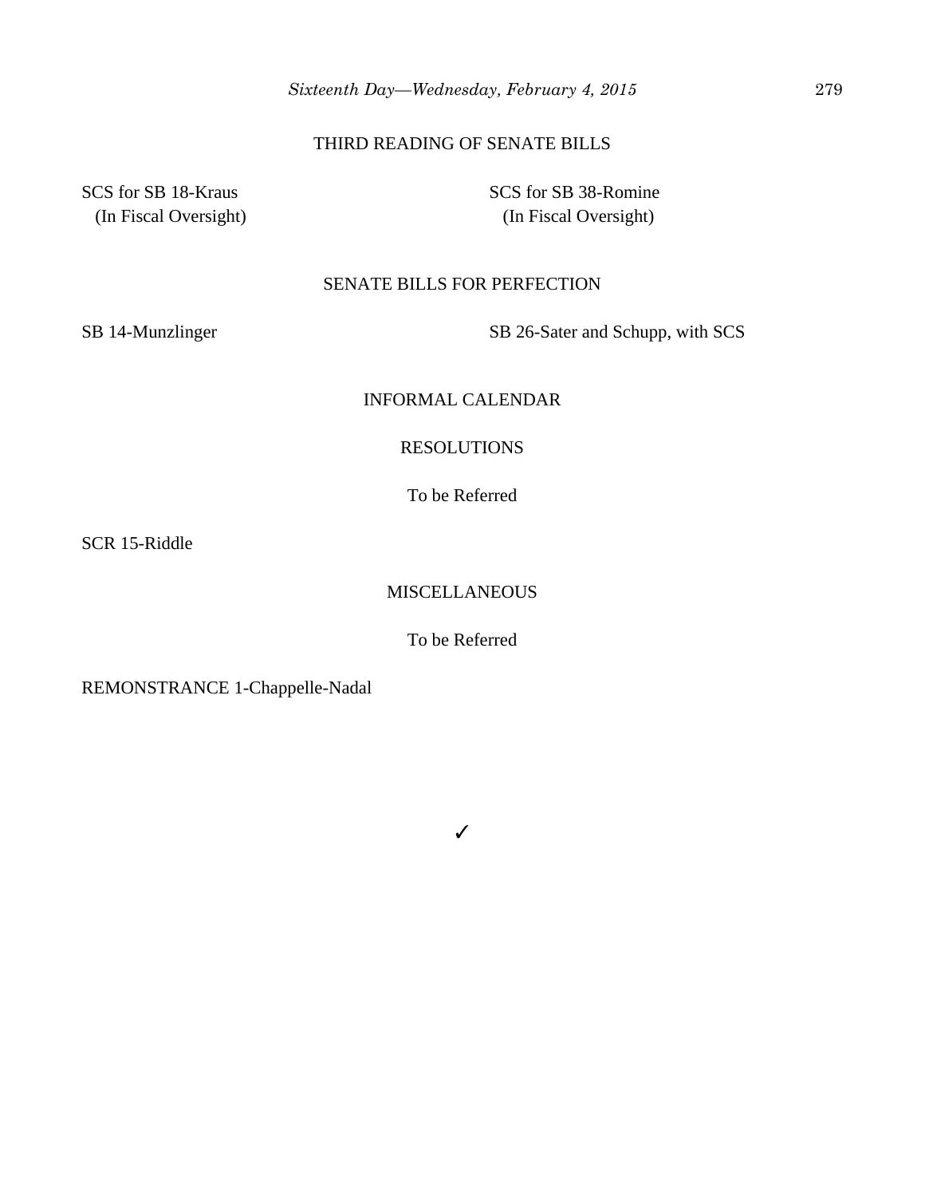## THIRD READING OF SENATE BILLS

SCS for SB 18-Kraus
(In Fiscal Oversight)

SCS for SB 38-Romine
(In Fiscal Oversight)

## SENATE BILLS FOR PERFECTION

SB 14-Munzlinger

SB 26-Sater and Schupp, with SCS

## INFORMAL CALENDAR

### RESOLUTIONS

#### To be Referred

SCR 15-Riddle

### MISCELLANEOUS

#### To be Referred

REMONSTRANCE 1-Chappelle-Nadal

✓